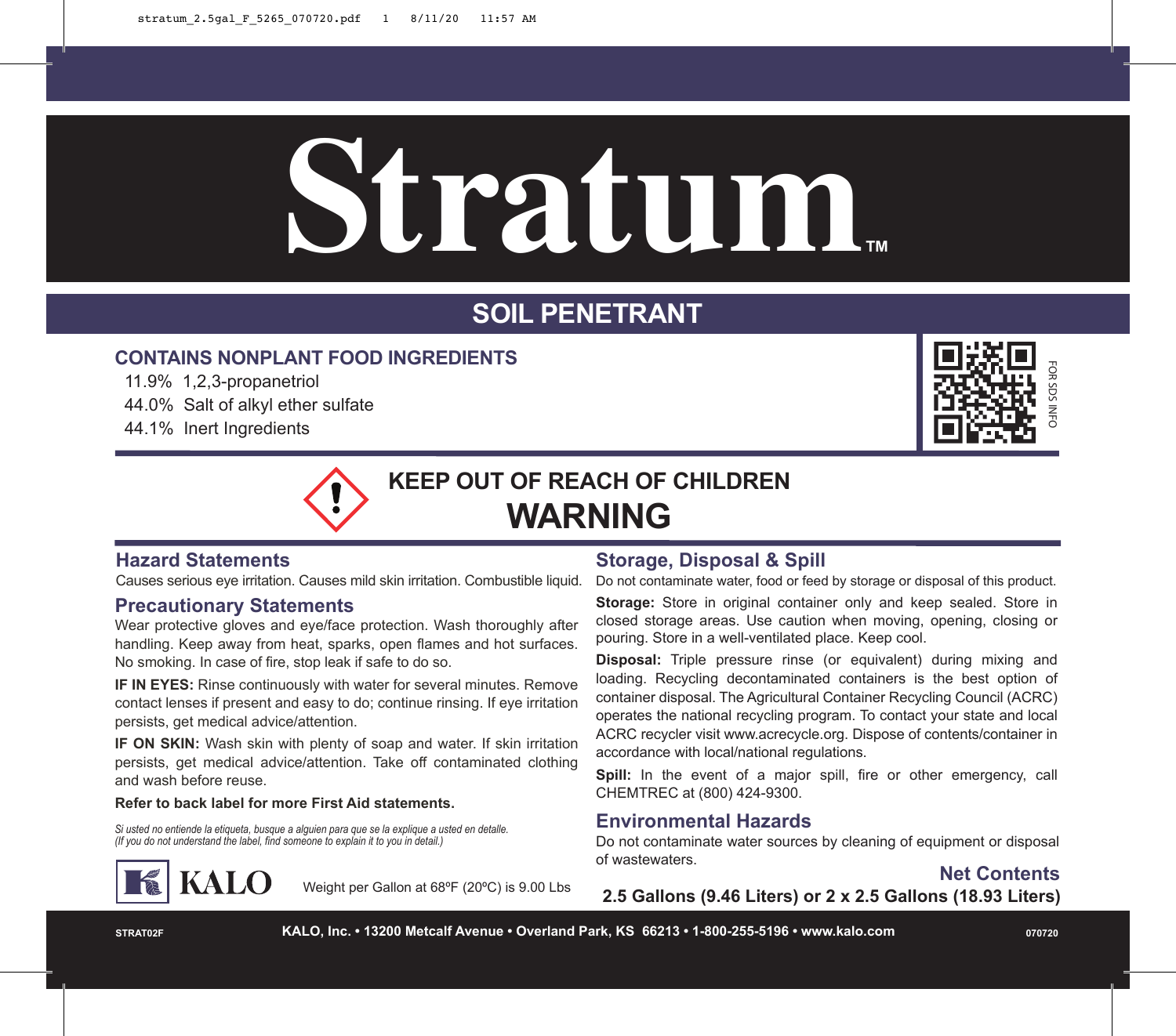# Stratum™

## SOIL PENETRANT

### CONTAINS NONPLANT FOOD INGREDIENTS

11.9% 1,2,3-propanetriol
44.0% Salt of alkyl ether sulfate
44.1% Inert Ingredients

FOR SDS INFO

## KEEP OUT OF REACH OF CHILDREN

## WARNING

### Hazard Statements

Causes serious eye irritation. Causes mild skin irritation. Combustible liquid.

### Precautionary Statements

Wear protective gloves and eye/face protection. Wash thoroughly after handling. Keep away from heat, sparks, open flames and hot surfaces. No smoking. In case of fire, stop leak if safe to do so.

**IF IN EYES:** Rinse continuously with water for several minutes. Remove contact lenses if present and easy to do; continue rinsing. If eye irritation persists, get medical advice/attention.

**IF ON SKIN:** Wash skin with plenty of soap and water. If skin irritation persists, get medical advice/attention. Take off contaminated clothing and wash before reuse.

**Refer to back label for more First Aid statements.**

*Si usted no entiende la etiqueta, busque a alguien para que se la explique a usted en detalle.*
*(If you do not understand the label, find someone to explain it to you in detail.)*

KALO

Weight per Gallon at 68ºF (20ºC) is 9.00 Lbs

### Storage, Disposal & Spill

Do not contaminate water, food or feed by storage or disposal of this product.

**Storage:** Store in original container only and keep sealed. Store in closed storage areas. Use caution when moving, opening, closing or pouring. Store in a well-ventilated place. Keep cool.

**Disposal:** Triple pressure rinse (or equivalent) during mixing and loading. Recycling decontaminated containers is the best option of container disposal. The Agricultural Container Recycling Council (ACRC) operates the national recycling program. To contact your state and local ACRC recycler visit www.acrecycle.org. Dispose of contents/container in accordance with local/national regulations.

**Spill:** In the event of a major spill, fire or other emergency, call CHEMTREC at (800) 424-9300.

### Environmental Hazards

Do not contaminate water sources by cleaning of equipment or disposal of wastewaters.

**Net Contents**

**2.5 Gallons (9.46 Liters) or 2 x 2.5 Gallons (18.93 Liters)**

STRAT02F **KALO, Inc. • 13200 Metcalf Avenue • Overland Park, KS 66213 • 1-800-255-5196 • www.kalo.com** 070720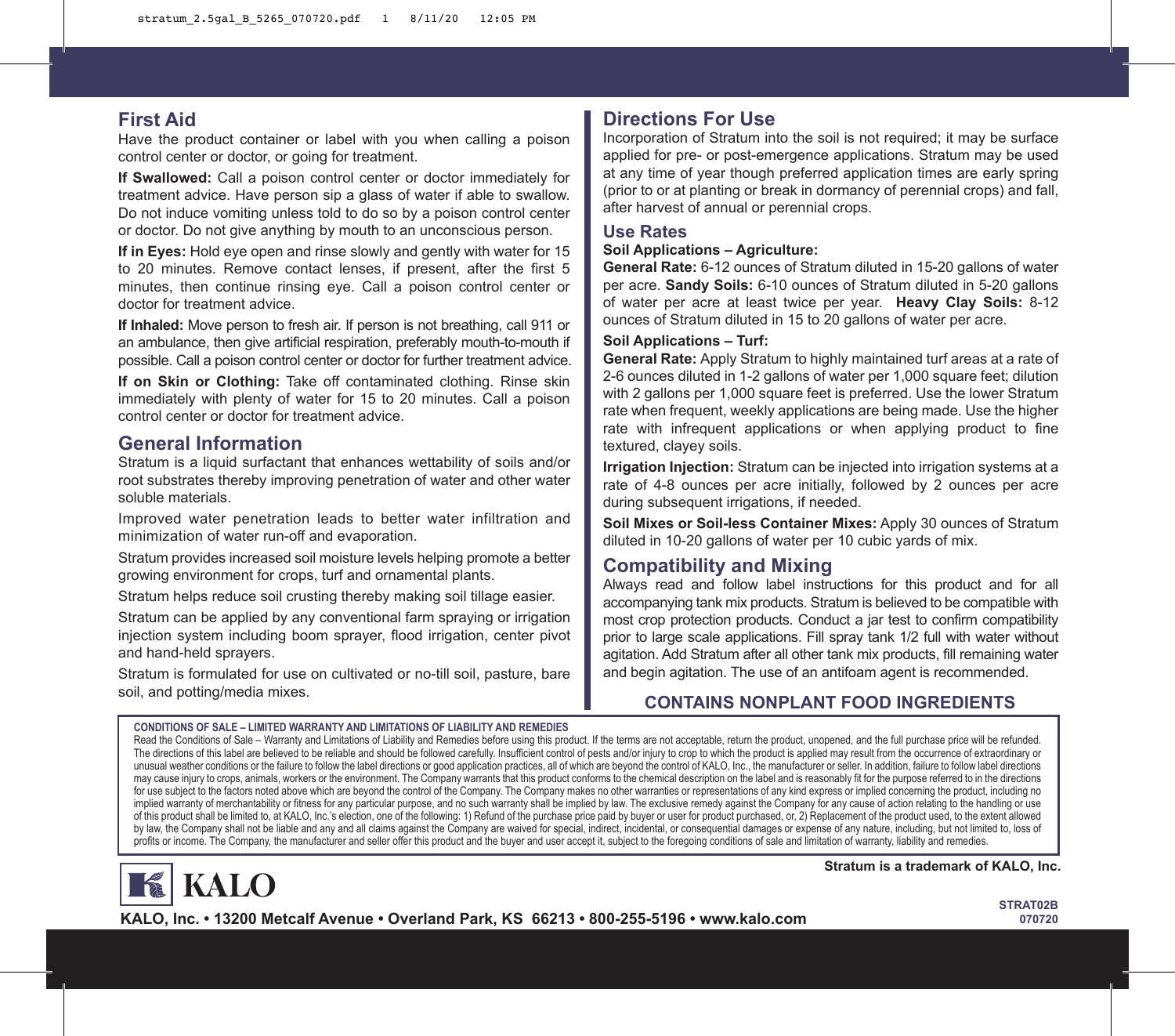## First Aid

Have the product container or label with you when calling a poison control center or doctor, or going for treatment.

**If Swallowed:** Call a poison control center or doctor immediately for treatment advice. Have person sip a glass of water if able to swallow. Do not induce vomiting unless told to do so by a poison control center or doctor. Do not give anything by mouth to an unconscious person.

**If in Eyes:** Hold eye open and rinse slowly and gently with water for 15 to 20 minutes. Remove contact lenses, if present, after the first 5 minutes, then continue rinsing eye. Call a poison control center or doctor for treatment advice.

**If Inhaled:** Move person to fresh air. If person is not breathing, call 911 or an ambulance, then give artificial respiration, preferably mouth-to-mouth if possible. Call a poison control center or doctor for further treatment advice.

**If on Skin or Clothing:** Take off contaminated clothing. Rinse skin immediately with plenty of water for 15 to 20 minutes. Call a poison control center or doctor for treatment advice.

## General Information

Stratum is a liquid surfactant that enhances wettability of soils and/or root substrates thereby improving penetration of water and other water soluble materials.

Improved water penetration leads to better water infiltration and minimization of water run-off and evaporation.

Stratum provides increased soil moisture levels helping promote a better growing environment for crops, turf and ornamental plants.

Stratum helps reduce soil crusting thereby making soil tillage easier.

Stratum can be applied by any conventional farm spraying or irrigation injection system including boom sprayer, flood irrigation, center pivot and hand-held sprayers.

Stratum is formulated for use on cultivated or no-till soil, pasture, bare soil, and potting/media mixes.

## Directions For Use

Incorporation of Stratum into the soil is not required; it may be surface applied for pre- or post-emergence applications. Stratum may be used at any time of year though preferred application times are early spring (prior to or at planting or break in dormancy of perennial crops) and fall, after harvest of annual or perennial crops.

### Use Rates

**Soil Applications – Agriculture:**

**General Rate:** 6-12 ounces of Stratum diluted in 15-20 gallons of water per acre. **Sandy Soils:** 6-10 ounces of Stratum diluted in 5-20 gallons of water per acre at least twice per year. **Heavy Clay Soils:** 8-12 ounces of Stratum diluted in 15 to 20 gallons of water per acre.

**Soil Applications – Turf:**

**General Rate:** Apply Stratum to highly maintained turf areas at a rate of 2-6 ounces diluted in 1-2 gallons of water per 1,000 square feet; dilution with 2 gallons per 1,000 square feet is preferred. Use the lower Stratum rate when frequent, weekly applications are being made. Use the higher rate with infrequent applications or when applying product to fine textured, clayey soils.

**Irrigation Injection:** Stratum can be injected into irrigation systems at a rate of 4-8 ounces per acre initially, followed by 2 ounces per acre during subsequent irrigations, if needed.

**Soil Mixes or Soil-less Container Mixes:** Apply 30 ounces of Stratum diluted in 10-20 gallons of water per 10 cubic yards of mix.

## Compatibility and Mixing

Always read and follow label instructions for this product and for all accompanying tank mix products. Stratum is believed to be compatible with most crop protection products. Conduct a jar test to confirm compatibility prior to large scale applications. Fill spray tank 1/2 full with water without agitation. Add Stratum after all other tank mix products, fill remaining water and begin agitation. The use of an antifoam agent is recommended.

**CONTAINS NONPLANT FOOD INGREDIENTS**

**CONDITIONS OF SALE – LIMITED WARRANTY AND LIMITATIONS OF LIABILITY AND REMEDIES**

Read the Conditions of Sale – Warranty and Limitations of Liability and Remedies before using this product. If the terms are not acceptable, return the product, unopened, and the full purchase price will be refunded. The directions of this label are believed to be reliable and should be followed carefully. Insufficient control of pests and/or injury to crop to which the product is applied may result from the occurrence of extraordinary or unusual weather conditions or the failure to follow the label directions or good application practices, all of which are beyond the control of KALO, Inc., the manufacturer or seller. In addition, failure to follow label directions may cause injury to crops, animals, workers or the environment. The Company warrants that this product conforms to the chemical description on the label and is reasonably fit for the purpose referred to in the directions for use subject to the factors noted above which are beyond the control of the Company. The Company makes no other warranties or representations of any kind express or implied concerning the product, including no implied warranty of merchantability or fitness for any particular purpose, and no such warranty shall be implied by law. The exclusive remedy against the Company for any cause of action relating to the handling or use of this product shall be limited to, at KALO, Inc.'s election, one of the following: 1) Refund of the purchase price paid by buyer or user for product purchased, or, 2) Replacement of the product used, to the extent allowed by law, the Company shall not be liable and any and all claims against the Company are waived for special, indirect, incidental, or consequential damages or expense of any nature, including, but not limited to, loss of profits or income. The Company, the manufacturer and seller offer this product and the buyer and user accept it, subject to the foregoing conditions of sale and limitation of warranty, liability and remedies.

**Stratum is a trademark of KALO, Inc.**

KALO

**KALO, Inc. • 13200 Metcalf Avenue • Overland Park, KS 66213 • 800-255-5196 • www.kalo.com**

**STRAT02B**
**070720**